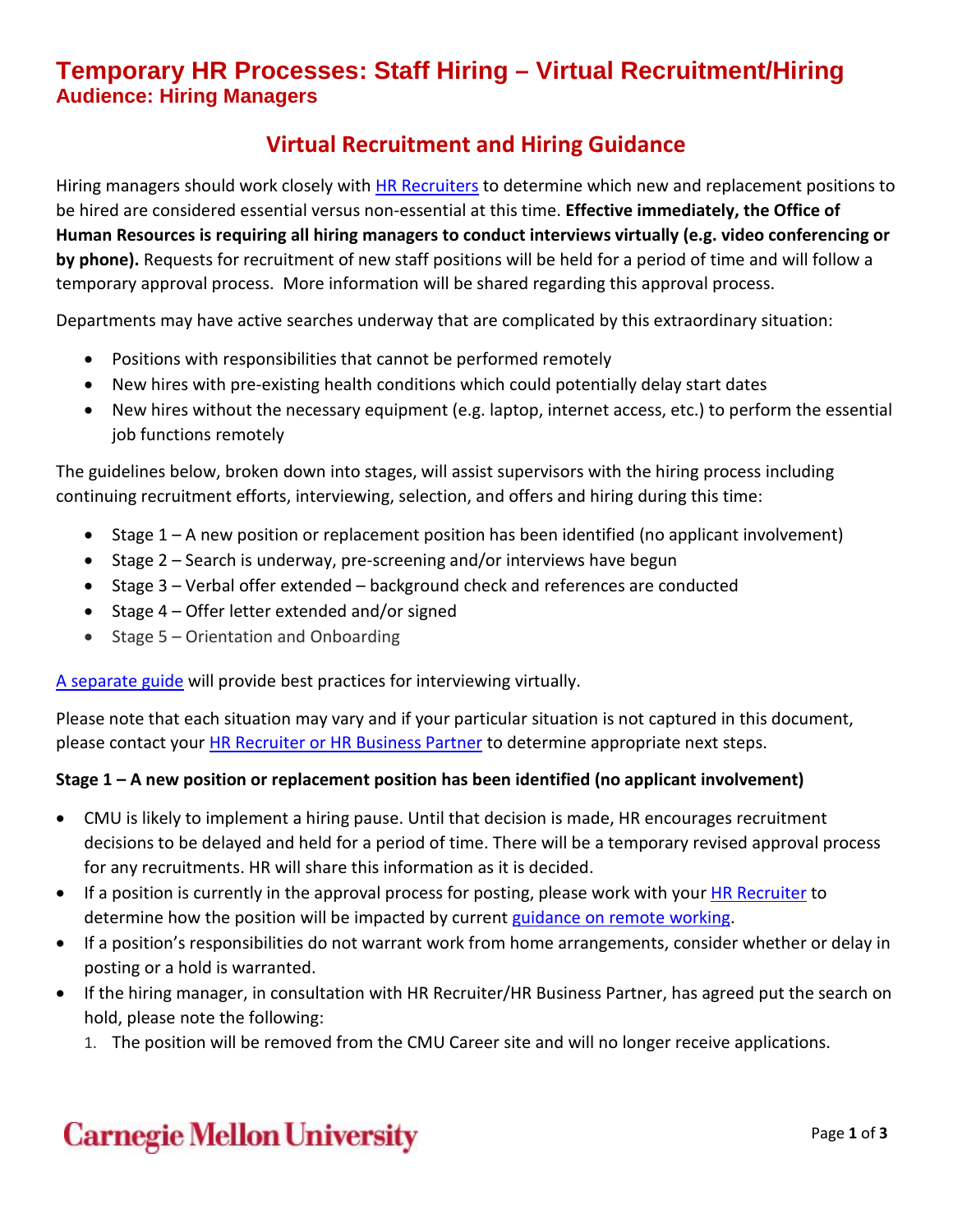# Temporary HR Processes: Staff Hiring – Virtual Recruitment/Hiring

## Audience: Hiring Managers

## Virtual Recruitment and Hiring Guidance

Hiring managers should work closely with HR Recruiters to determine which new and replacement positions to be hired are considered essential versus non-essential at this time. **Effective immediately, the Office of Human Resources is requiring all hiring managers to conduct interviews virtually (e.g. video conferencing or by phone).** Requests for recruitment of new staff positions will be held for a period of time and will follow a temporary approval process. More information will be shared regarding this approval process.

Departments may have active searches underway that are complicated by this extraordinary situation:

- Positions with responsibilities that cannot be performed remotely
- New hires with pre-existing health conditions which could potentially delay start dates
- New hires without the necessary equipment (e.g. laptop, internet access, etc.) to perform the essential job functions remotely

The guidelines below, broken down into stages, will assist supervisors with the hiring process including continuing recruitment efforts, interviewing, selection, and offers and hiring during this time:

- Stage 1 – A new position or replacement position has been identified (no applicant involvement)
- Stage 2 – Search is underway, pre-screening and/or interviews have begun
- Stage 3 – Verbal offer extended – background check and references are conducted
- Stage 4 – Offer letter extended and/or signed
- Stage 5 – Orientation and Onboarding

A separate guide will provide best practices for interviewing virtually.

Please note that each situation may vary and if your particular situation is not captured in this document, please contact your HR Recruiter or HR Business Partner to determine appropriate next steps.

**Stage 1 – A new position or replacement position has been identified (no applicant involvement)**

- CMU is likely to implement a hiring pause. Until that decision is made, HR encourages recruitment decisions to be delayed and held for a period of time. There will be a temporary revised approval process for any recruitments. HR will share this information as it is decided.
- If a position is currently in the approval process for posting, please work with your HR Recruiter to determine how the position will be impacted by current guidance on remote working.
- If a position's responsibilities do not warrant work from home arrangements, consider whether or delay in posting or a hold is warranted.
- If the hiring manager, in consultation with HR Recruiter/HR Business Partner, has agreed put the search on hold, please note the following:
    1. The position will be removed from the CMU Career site and will no longer receive applications.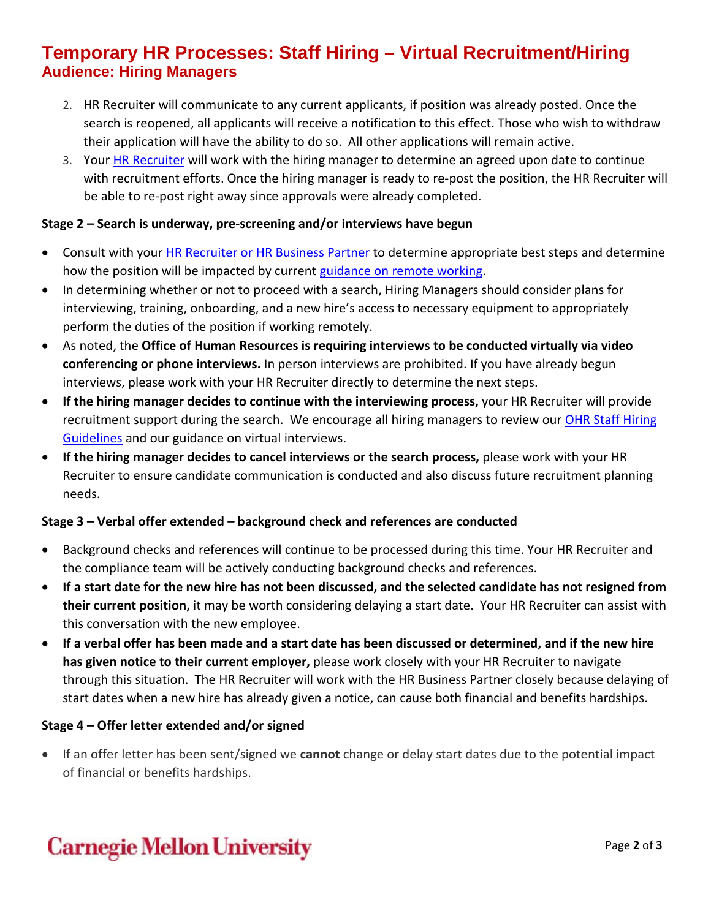# Temporary HR Processes: Staff Hiring – Virtual Recruitment/Hiring

## Audience: Hiring Managers

2. HR Recruiter will communicate to any current applicants, if position was already posted. Once the search is reopened, all applicants will receive a notification to this effect. Those who wish to withdraw their application will have the ability to do so. All other applications will remain active.
3. Your HR Recruiter will work with the hiring manager to determine an agreed upon date to continue with recruitment efforts. Once the hiring manager is ready to re-post the position, the HR Recruiter will be able to re-post right away since approvals were already completed.

**Stage 2 – Search is underway, pre-screening and/or interviews have begun**

- Consult with your HR Recruiter or HR Business Partner to determine appropriate best steps and determine how the position will be impacted by current guidance on remote working.
- In determining whether or not to proceed with a search, Hiring Managers should consider plans for interviewing, training, onboarding, and a new hire's access to necessary equipment to appropriately perform the duties of the position if working remotely.
- As noted, the **Office of Human Resources is requiring interviews to be conducted virtually via video conferencing or phone interviews.** In person interviews are prohibited. If you have already begun interviews, please work with your HR Recruiter directly to determine the next steps.
- **If the hiring manager decides to continue with the interviewing process,** your HR Recruiter will provide recruitment support during the search. We encourage all hiring managers to review our OHR Staff Hiring Guidelines and our guidance on virtual interviews.
- **If the hiring manager decides to cancel interviews or the search process,** please work with your HR Recruiter to ensure candidate communication is conducted and also discuss future recruitment planning needs.

**Stage 3 – Verbal offer extended – background check and references are conducted**

- Background checks and references will continue to be processed during this time. Your HR Recruiter and the compliance team will be actively conducting background checks and references.
- **If a start date for the new hire has not been discussed, and the selected candidate has not resigned from their current position,** it may be worth considering delaying a start date. Your HR Recruiter can assist with this conversation with the new employee.
- **If a verbal offer has been made and a start date has been discussed or determined, and if the new hire has given notice to their current employer,** please work closely with your HR Recruiter to navigate through this situation. The HR Recruiter will work with the HR Business Partner closely because delaying of start dates when a new hire has already given a notice, can cause both financial and benefits hardships.

**Stage 4 – Offer letter extended and/or signed**

- If an offer letter has been sent/signed we **cannot** change or delay start dates due to the potential impact of financial or benefits hardships.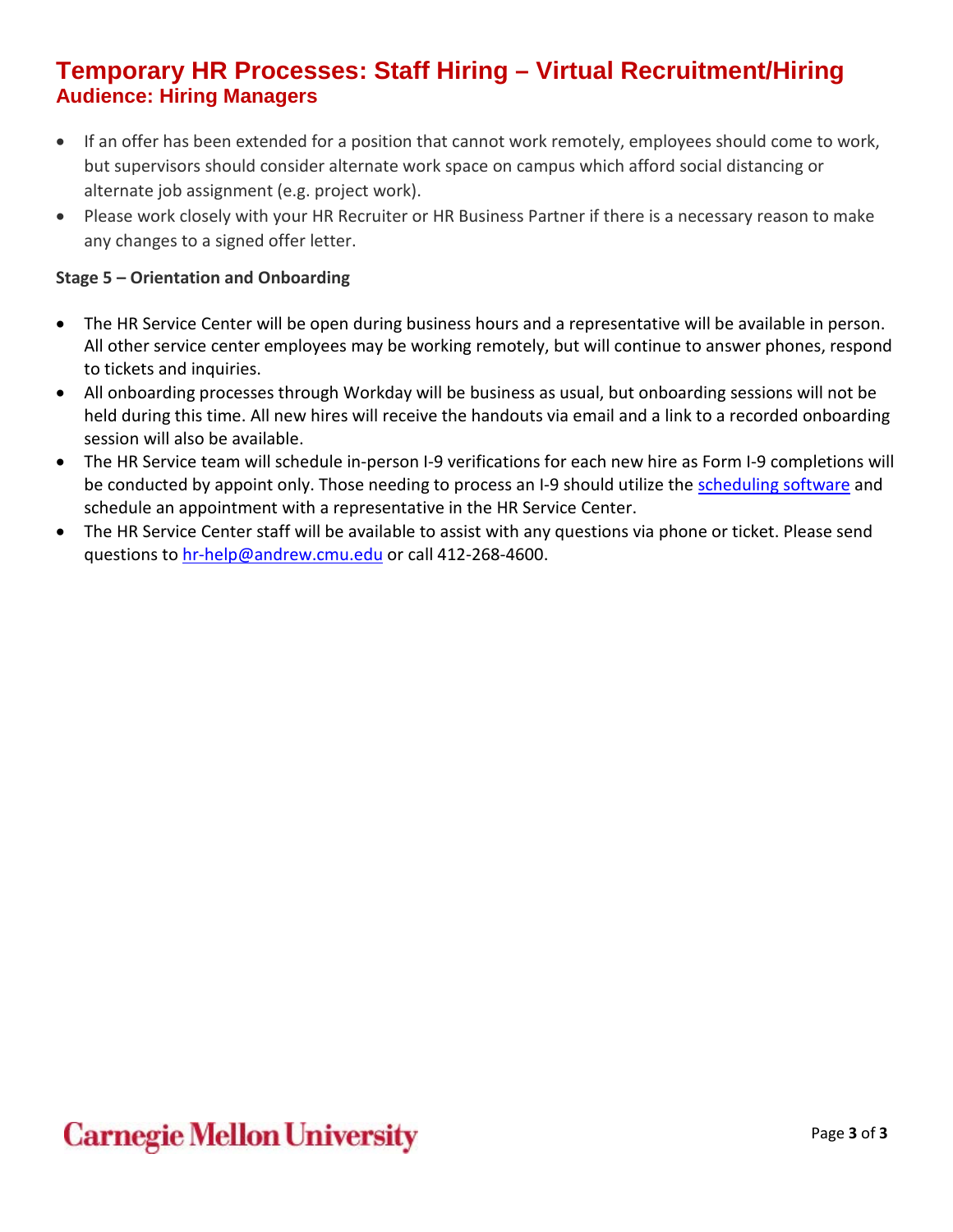# Temporary HR Processes: Staff Hiring – Virtual Recruitment/Hiring

## Audience: Hiring Managers

- If an offer has been extended for a position that cannot work remotely, employees should come to work, but supervisors should consider alternate work space on campus which afford social distancing or alternate job assignment (e.g. project work).
- Please work closely with your HR Recruiter or HR Business Partner if there is a necessary reason to make any changes to a signed offer letter.

**Stage 5 – Orientation and Onboarding**

- The HR Service Center will be open during business hours and a representative will be available in person. All other service center employees may be working remotely, but will continue to answer phones, respond to tickets and inquiries.
- All onboarding processes through Workday will be business as usual, but onboarding sessions will not be held during this time. All new hires will receive the handouts via email and a link to a recorded onboarding session will also be available.
- The HR Service team will schedule in-person I-9 verifications for each new hire as Form I-9 completions will be conducted by appoint only. Those needing to process an I-9 should utilize the scheduling software and schedule an appointment with a representative in the HR Service Center.
- The HR Service Center staff will be available to assist with any questions via phone or ticket. Please send questions to hr-help@andrew.cmu.edu or call 412-268-4600.